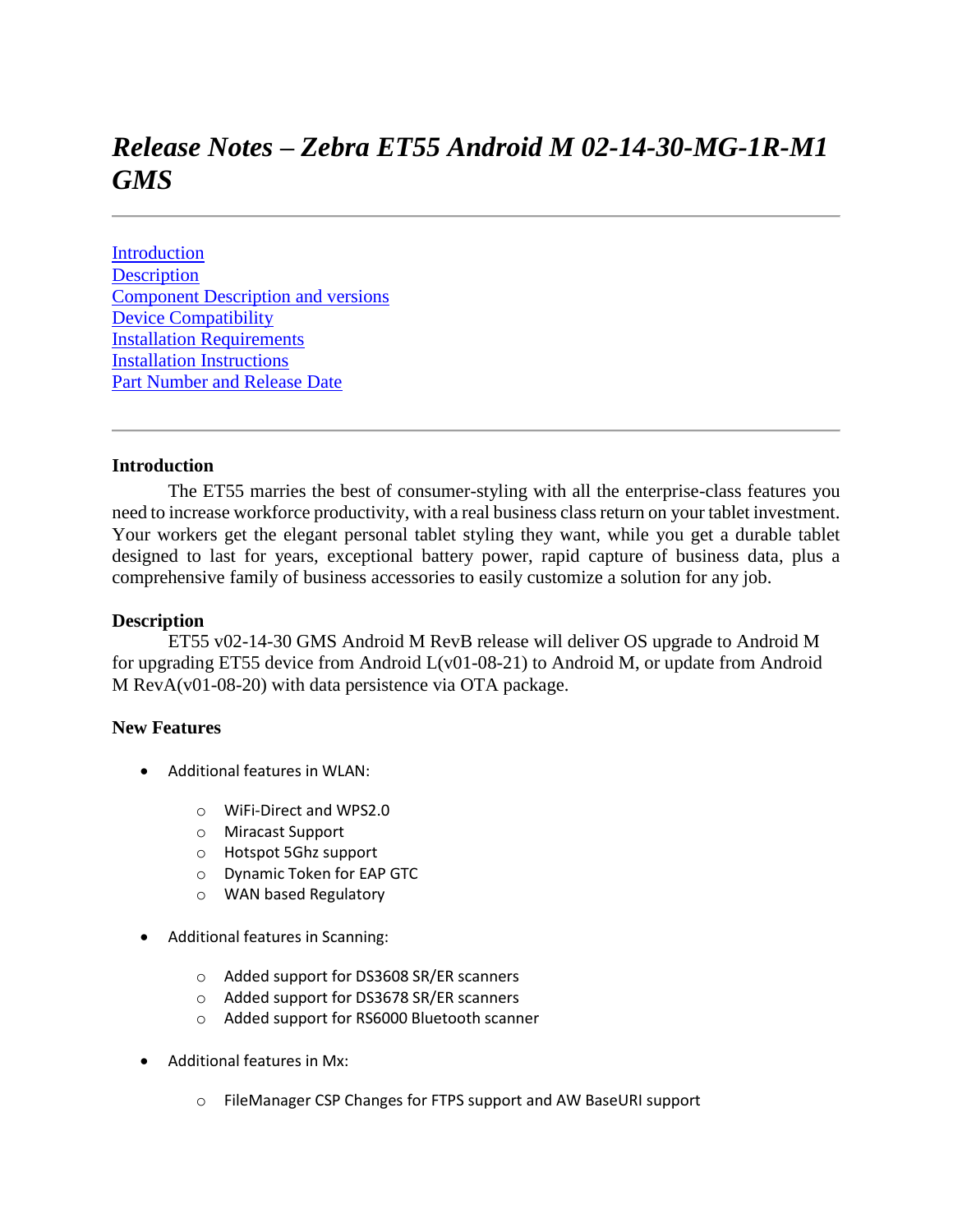# *Release Notes – Zebra ET55 Android M 02-14-30-MG-1R-M1 GMS*

---

[Introduction](#introduction)
[Description](#description)
[Component Description and versions](#component-description-and-versions)
[Device Compatibility](#device-compatibility)
[Installation Requirements](#installation-requirements)
[Installation Instructions](#installation-instructions)
[Part Number and Release Date](#part-number-and-release-date)

---

### Introduction

The ET55 marries the best of consumer-styling with all the enterprise-class features you need to increase workforce productivity, with a real business class return on your tablet investment. Your workers get the elegant personal tablet styling they want, while you get a durable tablet designed to last for years, exceptional battery power, rapid capture of business data, plus a comprehensive family of business accessories to easily customize a solution for any job.

### Description

ET55 v02-14-30 GMS Android M RevB release will deliver OS upgrade to Android M for upgrading ET55 device from Android L(v01-08-21) to Android M, or update from Android M RevA(v01-08-20) with data persistence via OTA package.

### New Features

- Additional features in WLAN:
  - WiFi-Direct and WPS2.0
  - Miracast Support
  - Hotspot 5Ghz support
  - Dynamic Token for EAP GTC
  - WAN based Regulatory
- Additional features in Scanning:
  - Added support for DS3608 SR/ER scanners
  - Added support for DS3678 SR/ER scanners
  - Added support for RS6000 Bluetooth scanner
- Additional features in Mx:
  - FileManager CSP Changes for FTPS support and AW BaseURI support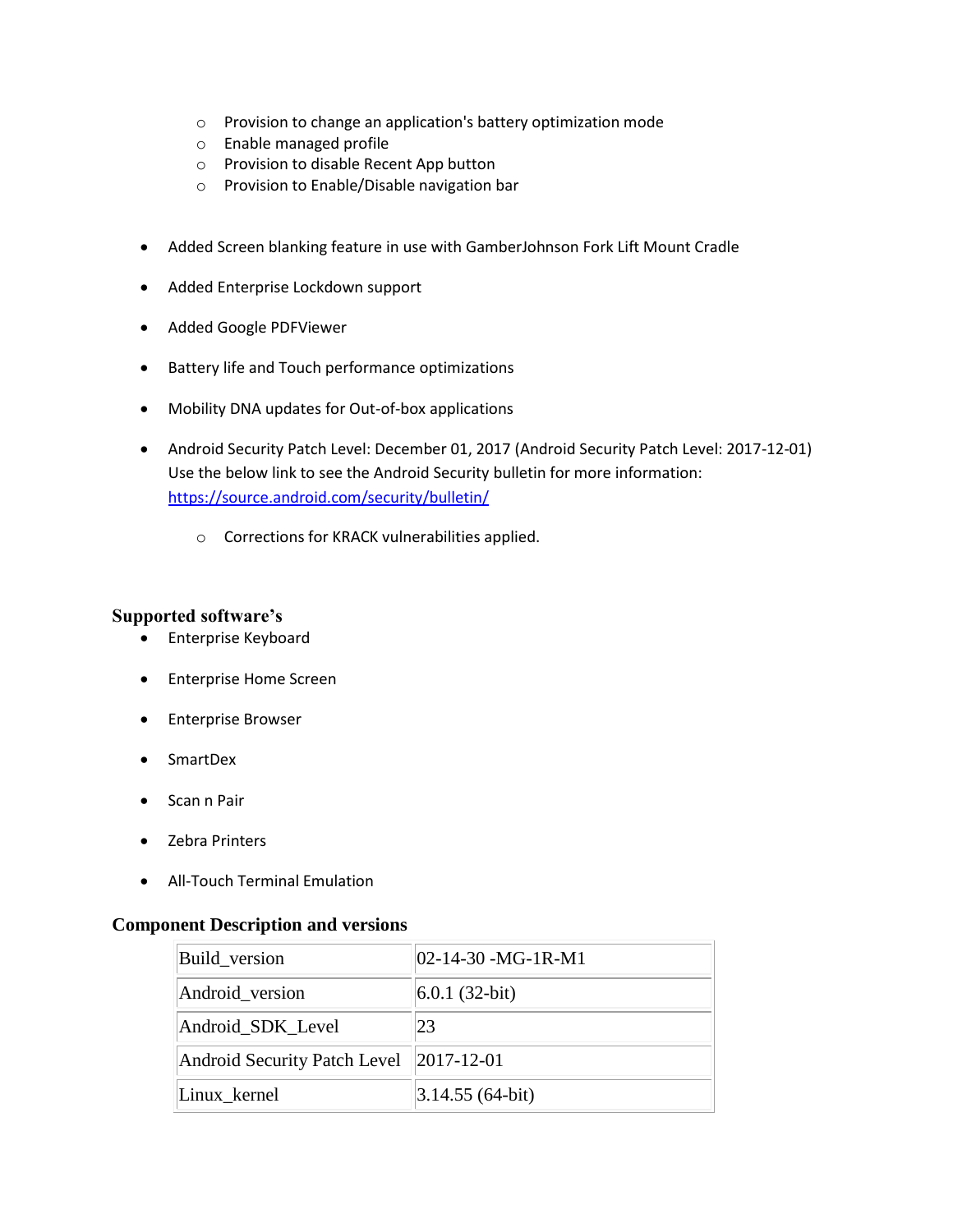- Provision to change an application's battery optimization mode
    - Enable managed profile
    - Provision to disable Recent App button
    - Provision to Enable/Disable navigation bar

- Added Screen blanking feature in use with GamberJohnson Fork Lift Mount Cradle
- Added Enterprise Lockdown support
- Added Google PDFViewer
- Battery life and Touch performance optimizations
- Mobility DNA updates for Out-of-box applications
- Android Security Patch Level: December 01, 2017 (Android Security Patch Level: 2017-12-01) Use the below link to see the Android Security bulletin for more information: https://source.android.com/security/bulletin/
    - Corrections for KRACK vulnerabilities applied.

## Supported software's

- Enterprise Keyboard
- Enterprise Home Screen
- Enterprise Browser
- SmartDex
- Scan n Pair
- Zebra Printers
- All-Touch Terminal Emulation

## Component Description and versions

| Build_version | 02-14-30 -MG-1R-M1 |
|---|---|
| Android_version | 6.0.1 (32-bit) |
| Android_SDK_Level | 23 |
| Android Security Patch Level | 2017-12-01 |
| Linux_kernel | 3.14.55 (64-bit) |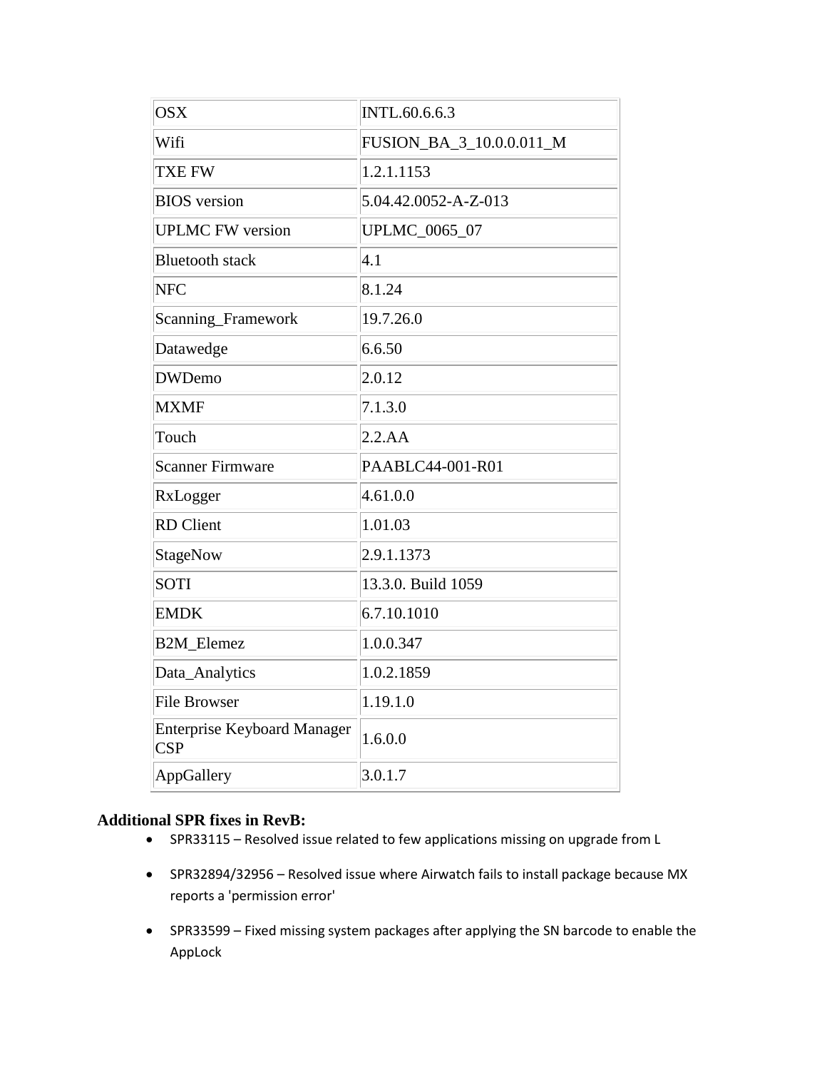| OSX | INTL.60.6.6.3 |
|---|---|
| Wifi | FUSION_BA_3_10.0.0.011_M |
| TXE FW | 1.2.1.1153 |
| BIOS version | 5.04.42.0052-A-Z-013 |
| UPLMC FW version | UPLMC_0065_07 |
| Bluetooth stack | 4.1 |
| NFC | 8.1.24 |
| Scanning_Framework | 19.7.26.0 |
| Datawedge | 6.6.50 |
| DWDemo | 2.0.12 |
| MXMF | 7.1.3.0 |
| Touch | 2.2.AA |
| Scanner Firmware | PAABLC44-001-R01 |
| RxLogger | 4.61.0.0 |
| RD Client | 1.01.03 |
| StageNow | 2.9.1.1373 |
| SOTI | 13.3.0. Build 1059 |
| EMDK | 6.7.10.1010 |
| B2M_Elemez | 1.0.0.347 |
| Data_Analytics | 1.0.2.1859 |
| File Browser | 1.19.1.0 |
| Enterprise Keyboard Manager CSP | 1.6.0.0 |
| AppGallery | 3.0.1.7 |

**Additional SPR fixes in RevB:**

- SPR33115 – Resolved issue related to few applications missing on upgrade from L
- SPR32894/32956 – Resolved issue where Airwatch fails to install package because MX reports a 'permission error'
- SPR33599 – Fixed missing system packages after applying the SN barcode to enable the AppLock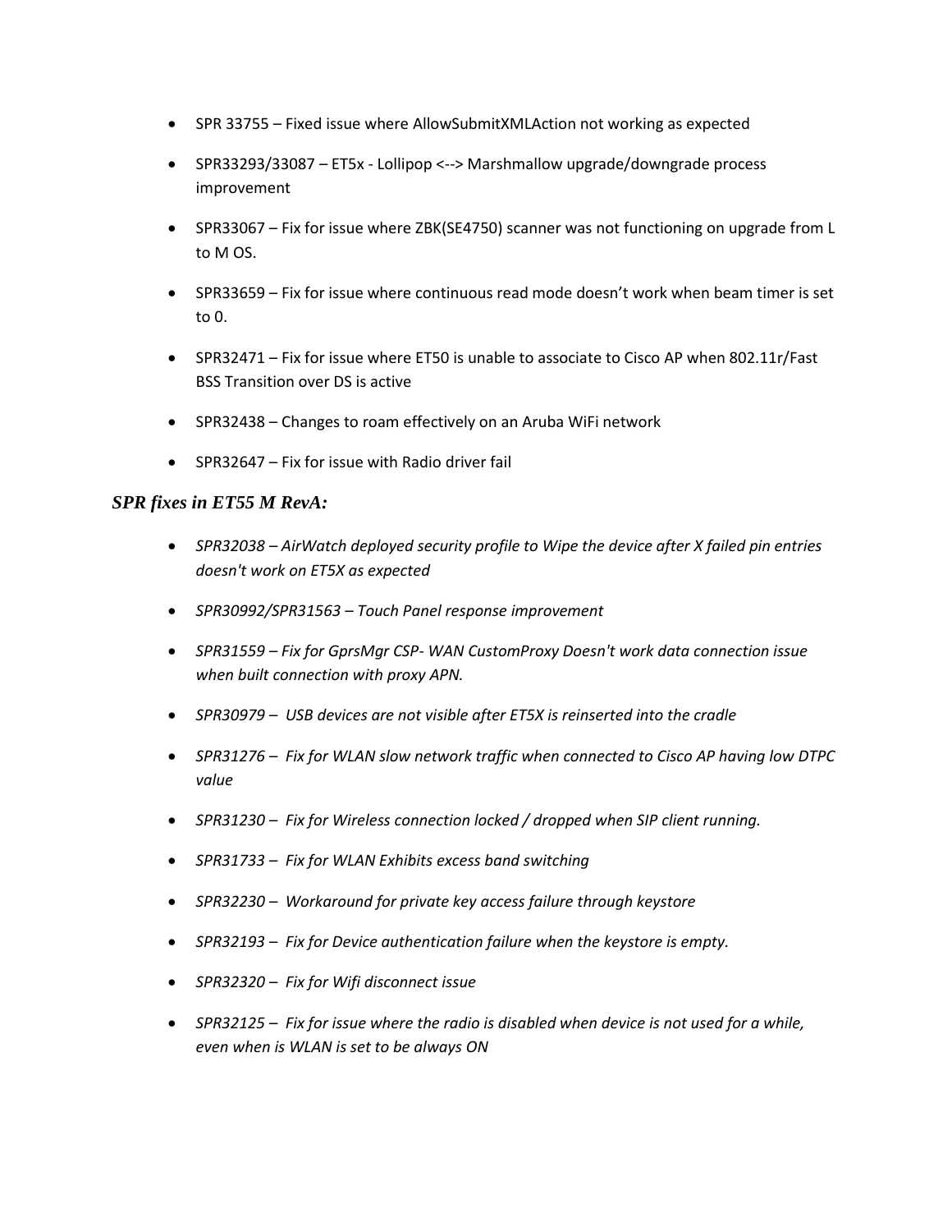- SPR 33755 – Fixed issue where AllowSubmitXMLAction not working as expected
- SPR33293/33087 – ET5x - Lollipop <--> Marshmallow upgrade/downgrade process improvement
- SPR33067 – Fix for issue where ZBK(SE4750) scanner was not functioning on upgrade from L to M OS.
- SPR33659 – Fix for issue where continuous read mode doesn't work when beam timer is set to 0.
- SPR32471 – Fix for issue where ET50 is unable to associate to Cisco AP when 802.11r/Fast BSS Transition over DS is active
- SPR32438 – Changes to roam effectively on an Aruba WiFi network
- SPR32647 – Fix for issue with Radio driver fail

### *SPR fixes in ET55 M RevA:*

- *SPR32038 – AirWatch deployed security profile to Wipe the device after X failed pin entries doesn't work on ET5X as expected*
- *SPR30992/SPR31563 – Touch Panel response improvement*
- *SPR31559 – Fix for GprsMgr CSP- WAN CustomProxy Doesn't work data connection issue when built connection with proxy APN.*
- *SPR30979 – USB devices are not visible after ET5X is reinserted into the cradle*
- *SPR31276 – Fix for WLAN slow network traffic when connected to Cisco AP having low DTPC value*
- *SPR31230 – Fix for Wireless connection locked / dropped when SIP client running.*
- *SPR31733 – Fix for WLAN Exhibits excess band switching*
- *SPR32230 – Workaround for private key access failure through keystore*
- *SPR32193 – Fix for Device authentication failure when the keystore is empty.*
- *SPR32320 – Fix for Wifi disconnect issue*
- *SPR32125 – Fix for issue where the radio is disabled when device is not used for a while, even when is WLAN is set to be always ON*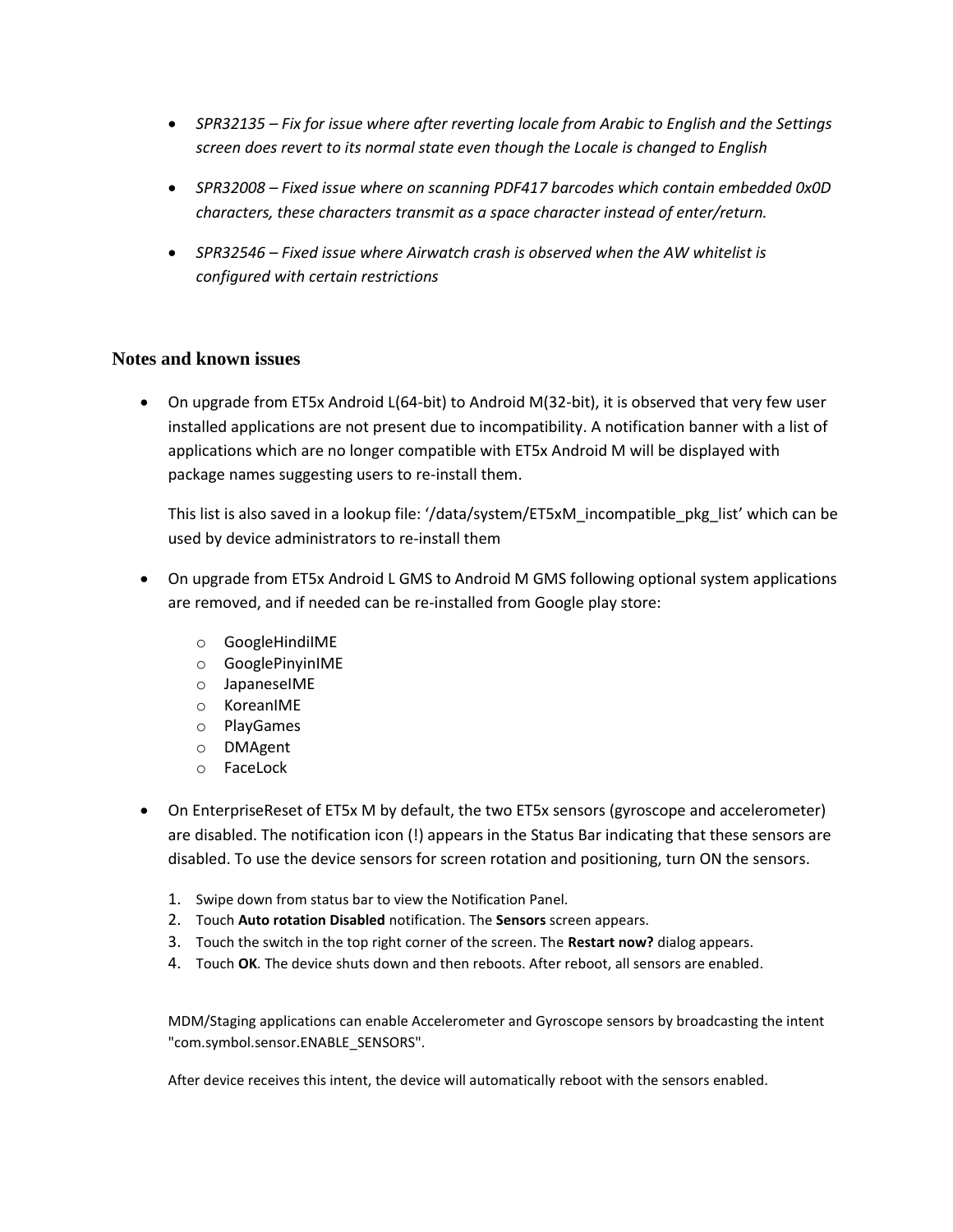- *SPR32135 – Fix for issue where after reverting locale from Arabic to English and the Settings screen does revert to its normal state even though the Locale is changed to English*
- *SPR32008 – Fixed issue where on scanning PDF417 barcodes which contain embedded 0x0D characters, these characters transmit as a space character instead of enter/return.*
- *SPR32546 – Fixed issue where Airwatch crash is observed when the AW whitelist is configured with certain restrictions*

## Notes and known issues

- On upgrade from ET5x Android L(64-bit) to Android M(32-bit), it is observed that very few user installed applications are not present due to incompatibility. A notification banner with a list of applications which are no longer compatible with ET5x Android M will be displayed with package names suggesting users to re-install them.

  This list is also saved in a lookup file: '/data/system/ET5xM_incompatible_pkg_list' which can be used by device administrators to re-install them

- On upgrade from ET5x Android L GMS to Android M GMS following optional system applications are removed, and if needed can be re-installed from Google play store:
  - GoogleHindiIME
  - GooglePinyinIME
  - JapaneseIME
  - KoreanIME
  - PlayGames
  - DMAgent
  - FaceLock

- On EnterpriseReset of ET5x M by default, the two ET5x sensors (gyroscope and accelerometer) are disabled. The notification icon (!) appears in the Status Bar indicating that these sensors are disabled. To use the device sensors for screen rotation and positioning, turn ON the sensors.
  1. Swipe down from status bar to view the Notification Panel.
  2. Touch **Auto rotation Disabled** notification. The **Sensors** screen appears.
  3. Touch the switch in the top right corner of the screen. The **Restart now?** dialog appears.
  4. Touch **OK**. The device shuts down and then reboots. After reboot, all sensors are enabled.

  MDM/Staging applications can enable Accelerometer and Gyroscope sensors by broadcasting the intent "com.symbol.sensor.ENABLE_SENSORS".

  After device receives this intent, the device will automatically reboot with the sensors enabled.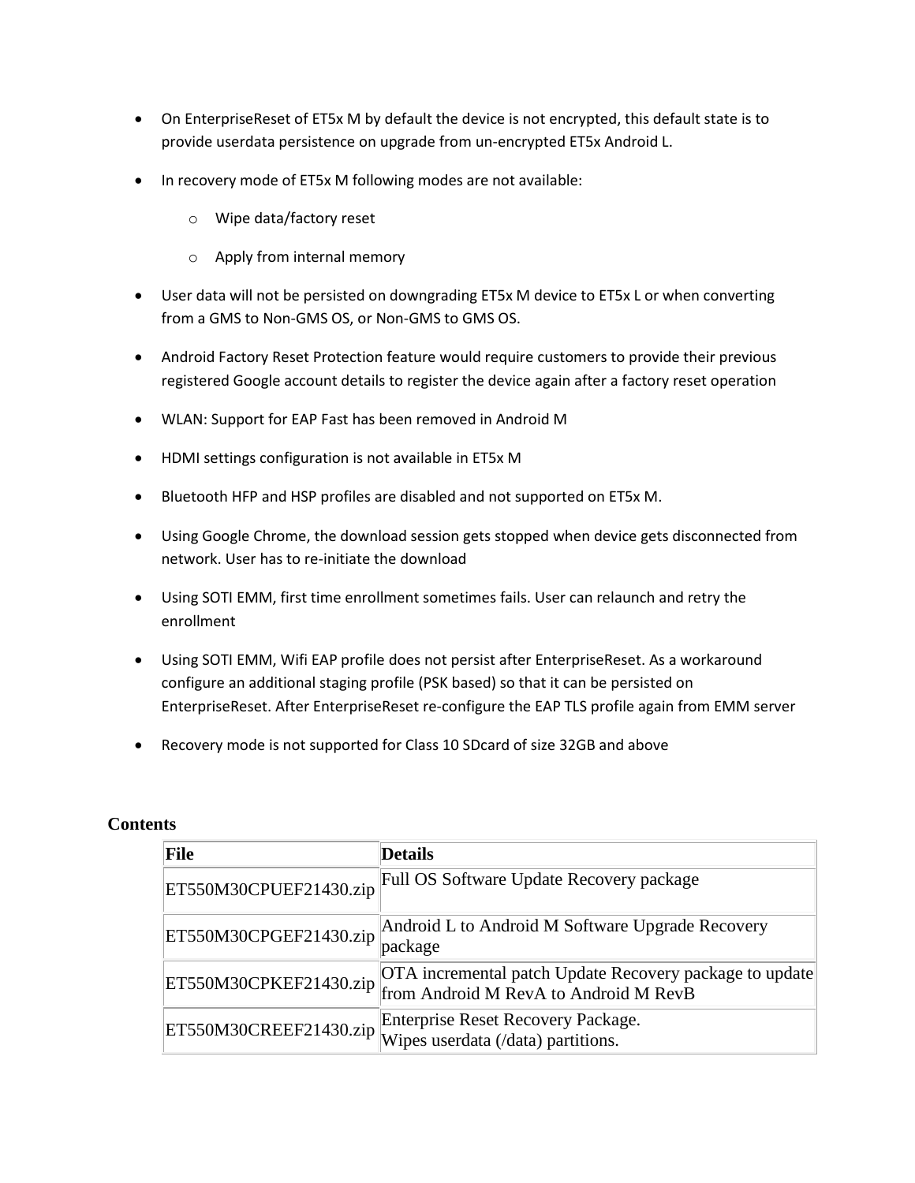- On EnterpriseReset of ET5x M by default the device is not encrypted, this default state is to provide userdata persistence on upgrade from un-encrypted ET5x Android L.
- In recovery mode of ET5x M following modes are not available:
  - Wipe data/factory reset
  - Apply from internal memory
- User data will not be persisted on downgrading ET5x M device to ET5x L or when converting from a GMS to Non-GMS OS, or Non-GMS to GMS OS.
- Android Factory Reset Protection feature would require customers to provide their previous registered Google account details to register the device again after a factory reset operation
- WLAN: Support for EAP Fast has been removed in Android M
- HDMI settings configuration is not available in ET5x M
- Bluetooth HFP and HSP profiles are disabled and not supported on ET5x M.
- Using Google Chrome, the download session gets stopped when device gets disconnected from network. User has to re-initiate the download
- Using SOTI EMM, first time enrollment sometimes fails. User can relaunch and retry the enrollment
- Using SOTI EMM, Wifi EAP profile does not persist after EnterpriseReset. As a workaround configure an additional staging profile (PSK based) so that it can be persisted on EnterpriseReset. After EnterpriseReset re-configure the EAP TLS profile again from EMM server
- Recovery mode is not supported for Class 10 SDcard of size 32GB and above

## Contents

| File | Details |
|---|---|
| ET550M30CPUEF21430.zip | Full OS Software Update Recovery package |
| ET550M30CPGEF21430.zip | Android L to Android M Software Upgrade Recovery package |
| ET550M30CPKEF21430.zip | OTA incremental patch Update Recovery package to update from Android M RevA to Android M RevB |
| ET550M30CREEF21430.zip | Enterprise Reset Recovery Package.<br>Wipes userdata (/data) partitions. |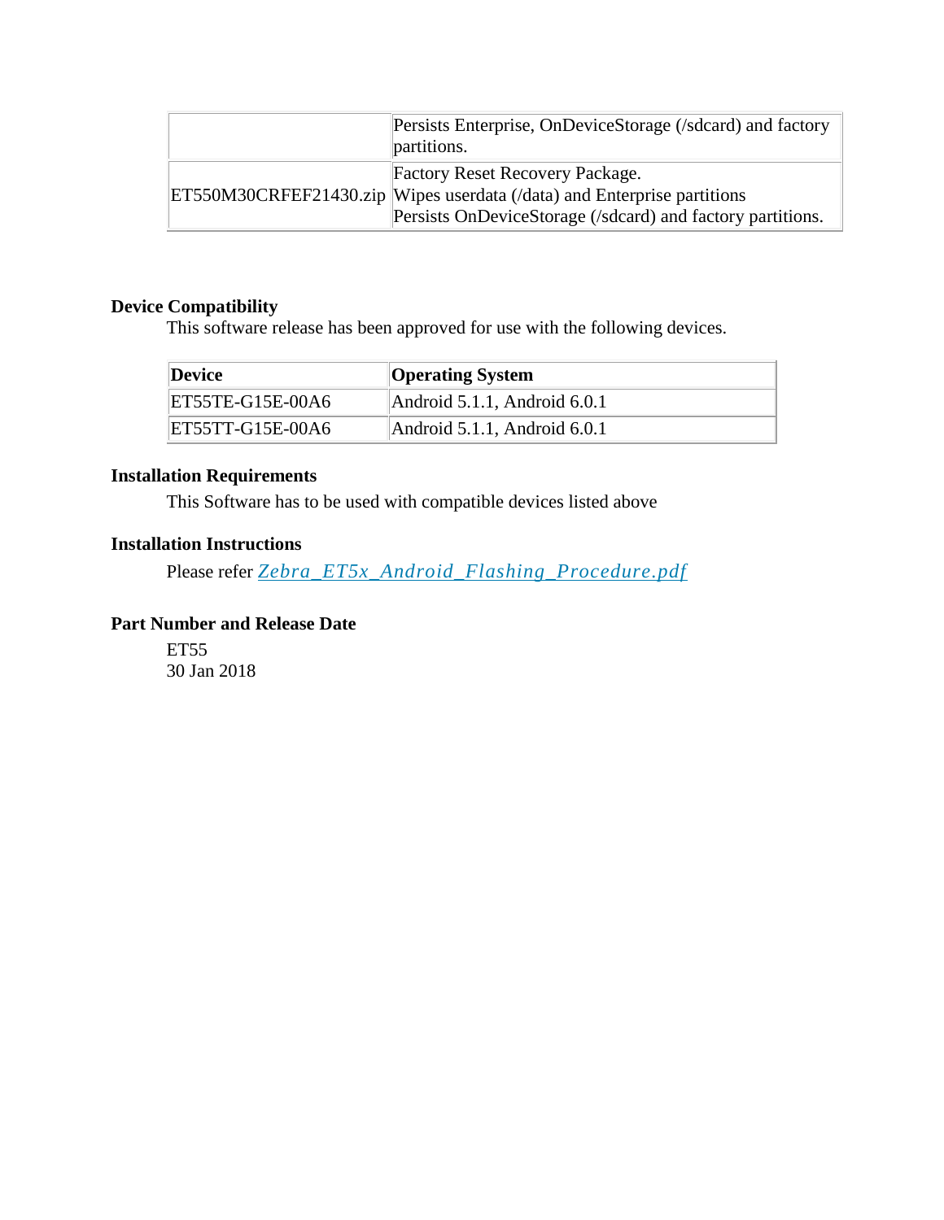| | |
|---|---|
| | Persists Enterprise, OnDeviceStorage (/sdcard) and factory partitions. |
| ET550M30CRFEF21430.zip | Factory Reset Recovery Package.<br>Wipes userdata (/data) and Enterprise partitions<br>Persists OnDeviceStorage (/sdcard) and factory partitions. |

**Device Compatibility**

This software release has been approved for use with the following devices.

| Device | Operating System |
|---|---|
| ET55TE-G15E-00A6 | Android 5.1.1, Android 6.0.1 |
| ET55TT-G15E-00A6 | Android 5.1.1, Android 6.0.1 |

**Installation Requirements**

This Software has to be used with compatible devices listed above

**Installation Instructions**

Please refer *Zebra_ET5x_Android_Flashing_Procedure.pdf*

**Part Number and Release Date**

ET55
30 Jan 2018